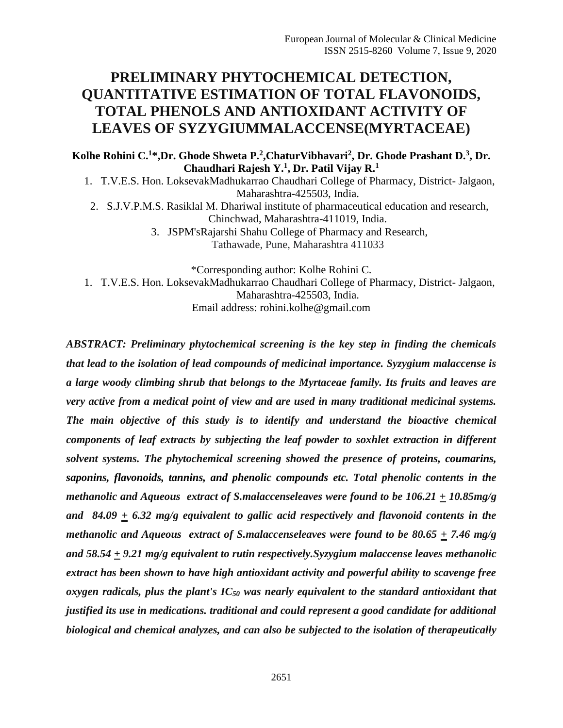# PRELIMINARY PHYTOCHEMICAL DETECTION, QUANTITATIVE ESTIMATION OF TOTAL FLAVONOIDS, TOTAL PHENOLS AND ANTIOXIDANT ACTIVITY OF LEAVES OF SYZYGIUMMALACCENSE(MYRTACEAE)

**Kolhe Rohini C.[1]\*,Dr. Ghode Shweta P.[2],ChaturVibhavari[2], Dr. Ghode Prashant D.[3], Dr. Chaudhari Rajesh Y.[1], Dr. Patil Vijay R.[1]**

1. T.V.E.S. Hon. LoksevakMadhukarrao Chaudhari College of Pharmacy, District- Jalgaon, Maharashtra-425503, India.
2. S.J.V.P.M.S. Rasiklal M. Dhariwal institute of pharmaceutical education and research, Chinchwad, Maharashtra-411019, India.
3. JSPM'sRajarshi Shahu College of Pharmacy and Research, Tathawade, Pune, Maharashtra 411033

\*Corresponding author: Kolhe Rohini C.

1. T.V.E.S. Hon. LoksevakMadhukarrao Chaudhari College of Pharmacy, District- Jalgaon, Maharashtra-425503, India.

Email address: rohini.kolhe@gmail.com

***ABSTRACT: Preliminary phytochemical screening is the key step in finding the chemicals that lead to the isolation of lead compounds of medicinal importance. Syzygium malaccense is a large woody climbing shrub that belongs to the Myrtaceae family. Its fruits and leaves are very active from a medical point of view and are used in many traditional medicinal systems. The main objective of this study is to identify and understand the bioactive chemical components of leaf extracts by subjecting the leaf powder to soxhlet extraction in different solvent systems. The phytochemical screening showed the presence of proteins, coumarins, saponins, flavonoids, tannins, and phenolic compounds etc. Total phenolic contents in the methanolic and Aqueous extract of S.malaccenseleaves were found to be 106.21 ± 10.85mg/g and 84.09 ± 6.32 mg/g equivalent to gallic acid respectively and flavonoid contents in the methanolic and Aqueous extract of S.malaccenseleaves were found to be 80.65 ± 7.46 mg/g and 58.54 ± 9.21 mg/g equivalent to rutin respectively.Syzygium malaccense leaves methanolic extract has been shown to have high antioxidant activity and powerful ability to scavenge free oxygen radicals, plus the plant's $IC_{50}$ was nearly equivalent to the standard antioxidant that justified its use in medications. traditional and could represent a good candidate for additional biological and chemical analyzes, and can also be subjected to the isolation of therapeutically***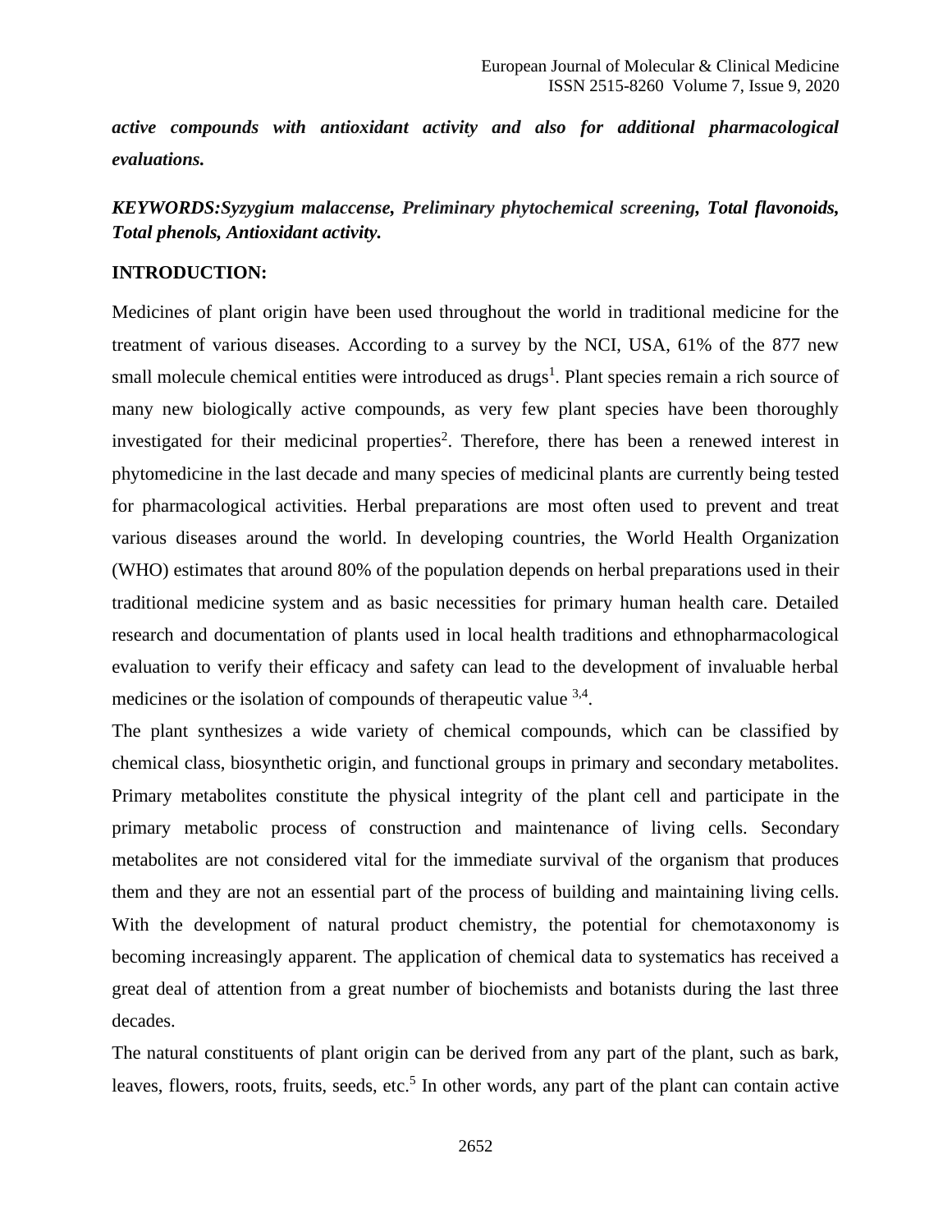***active compounds with antioxidant activity and also for additional pharmacological evaluations.***

***KEYWORDS:Syzygium malaccense, Preliminary phytochemical screening, Total flavonoids, Total phenols, Antioxidant activity.***

## INTRODUCTION:

Medicines of plant origin have been used throughout the world in traditional medicine for the treatment of various diseases. According to a survey by the NCI, USA, 61% of the 877 new small molecule chemical entities were introduced as drugs[1]. Plant species remain a rich source of many new biologically active compounds, as very few plant species have been thoroughly investigated for their medicinal properties[2]. Therefore, there has been a renewed interest in phytomedicine in the last decade and many species of medicinal plants are currently being tested for pharmacological activities. Herbal preparations are most often used to prevent and treat various diseases around the world. In developing countries, the World Health Organization (WHO) estimates that around 80% of the population depends on herbal preparations used in their traditional medicine system and as basic necessities for primary human health care. Detailed research and documentation of plants used in local health traditions and ethnopharmacological evaluation to verify their efficacy and safety can lead to the development of invaluable herbal medicines or the isolation of compounds of therapeutic value [3,4].

The plant synthesizes a wide variety of chemical compounds, which can be classified by chemical class, biosynthetic origin, and functional groups in primary and secondary metabolites. Primary metabolites constitute the physical integrity of the plant cell and participate in the primary metabolic process of construction and maintenance of living cells. Secondary metabolites are not considered vital for the immediate survival of the organism that produces them and they are not an essential part of the process of building and maintaining living cells. With the development of natural product chemistry, the potential for chemotaxonomy is becoming increasingly apparent. The application of chemical data to systematics has received a great deal of attention from a great number of biochemists and botanists during the last three decades.

The natural constituents of plant origin can be derived from any part of the plant, such as bark, leaves, flowers, roots, fruits, seeds, etc.[5] In other words, any part of the plant can contain active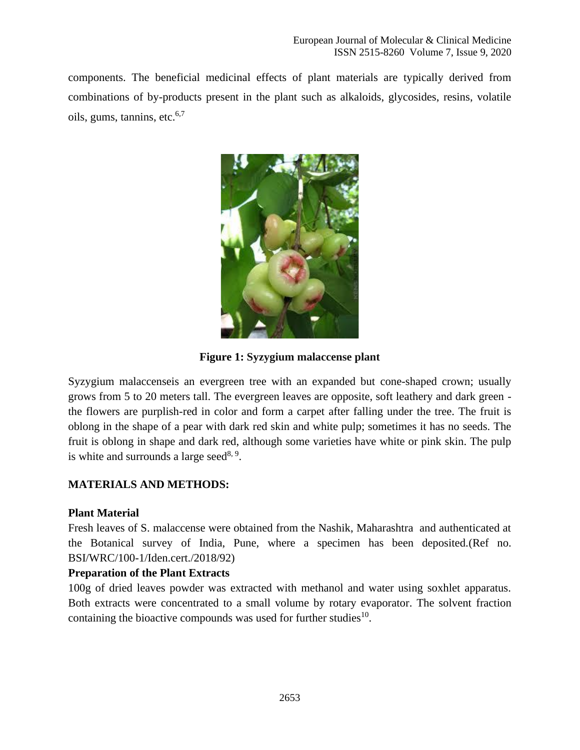components. The beneficial medicinal effects of plant materials are typically derived from combinations of by-products present in the plant such as alkaloids, glycosides, resins, volatile oils, gums, tannins, etc.[6,7]

**Figure 1: Syzygium malaccense plant**

Syzygium malaccenseis an evergreen tree with an expanded but cone-shaped crown; usually grows from 5 to 20 meters tall. The evergreen leaves are opposite, soft leathery and dark green - the flowers are purplish-red in color and form a carpet after falling under the tree. The fruit is oblong in the shape of a pear with dark red skin and white pulp; sometimes it has no seeds. The fruit is oblong in shape and dark red, although some varieties have white or pink skin. The pulp is white and surrounds a large seed[8, 9].

## MATERIALS AND METHODS:

### Plant Material

Fresh leaves of S. malaccense were obtained from the Nashik, Maharashtra and authenticated at the Botanical survey of India, Pune, where a specimen has been deposited.(Ref no. BSI/WRC/100-1/Iden.cert./2018/92)

### Preparation of the Plant Extracts

100g of dried leaves powder was extracted with methanol and water using soxhlet apparatus. Both extracts were concentrated to a small volume by rotary evaporator. The solvent fraction containing the bioactive compounds was used for further studies[10].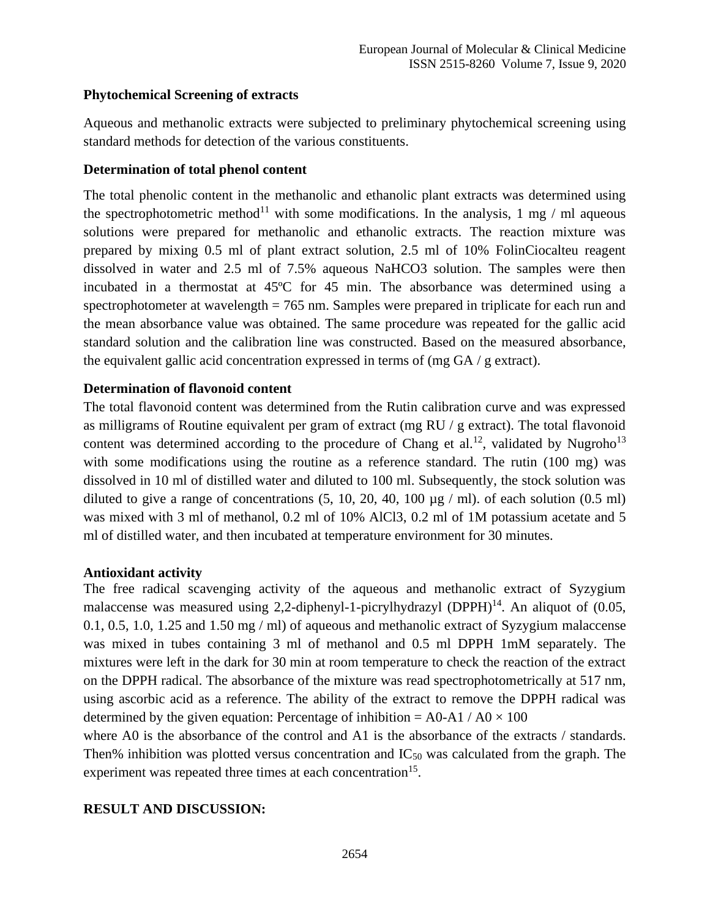**Phytochemical Screening of extracts**

Aqueous and methanolic extracts were subjected to preliminary phytochemical screening using standard methods for detection of the various constituents.

**Determination of total phenol content**

The total phenolic content in the methanolic and ethanolic plant extracts was determined using the spectrophotometric method[11] with some modifications. In the analysis, 1 mg / ml aqueous solutions were prepared for methanolic and ethanolic extracts. The reaction mixture was prepared by mixing 0.5 ml of plant extract solution, 2.5 ml of 10% FolinCiocalteu reagent dissolved in water and 2.5 ml of 7.5% aqueous $NaHCO_3$ solution. The samples were then incubated in a thermostat at 45ºC for 45 min. The absorbance was determined using a spectrophotometer at wavelength = 765 nm. Samples were prepared in triplicate for each run and the mean absorbance value was obtained. The same procedure was repeated for the gallic acid standard solution and the calibration line was constructed. Based on the measured absorbance, the equivalent gallic acid concentration expressed in terms of (mg GA / g extract).

**Determination of flavonoid content**

The total flavonoid content was determined from the Rutin calibration curve and was expressed as milligrams of Routine equivalent per gram of extract (mg RU / g extract). The total flavonoid content was determined according to the procedure of Chang et al.[12], validated by Nugroho[13] with some modifications using the routine as a reference standard. The rutin (100 mg) was dissolved in 10 ml of distilled water and diluted to 100 ml. Subsequently, the stock solution was diluted to give a range of concentrations (5, 10, 20, 40, 100 µg / ml). of each solution (0.5 ml) was mixed with 3 ml of methanol, 0.2 ml of 10% $AlCl_3$, 0.2 ml of 1M potassium acetate and 5 ml of distilled water, and then incubated at temperature environment for 30 minutes.

**Antioxidant activity**

The free radical scavenging activity of the aqueous and methanolic extract of Syzygium malaccense was measured using 2,2-diphenyl-1-picrylhydrazyl (DPPH)[14]. An aliquot of (0.05, 0.1, 0.5, 1.0, 1.25 and 1.50 mg / ml) of aqueous and methanolic extract of Syzygium malaccense was mixed in tubes containing 3 ml of methanol and 0.5 ml DPPH 1mM separately. The mixtures were left in the dark for 30 min at room temperature to check the reaction of the extract on the DPPH radical. The absorbance of the mixture was read spectrophotometrically at 517 nm, using ascorbic acid as a reference. The ability of the extract to remove the DPPH radical was determined by the given equation: Percentage of inhibition = $A0-A1 / A0 \times 100$

where A0 is the absorbance of the control and A1 is the absorbance of the extracts / standards. Then% inhibition was plotted versus concentration and $IC_{50}$ was calculated from the graph. The experiment was repeated three times at each concentration[15].

**RESULT AND DISCUSSION:**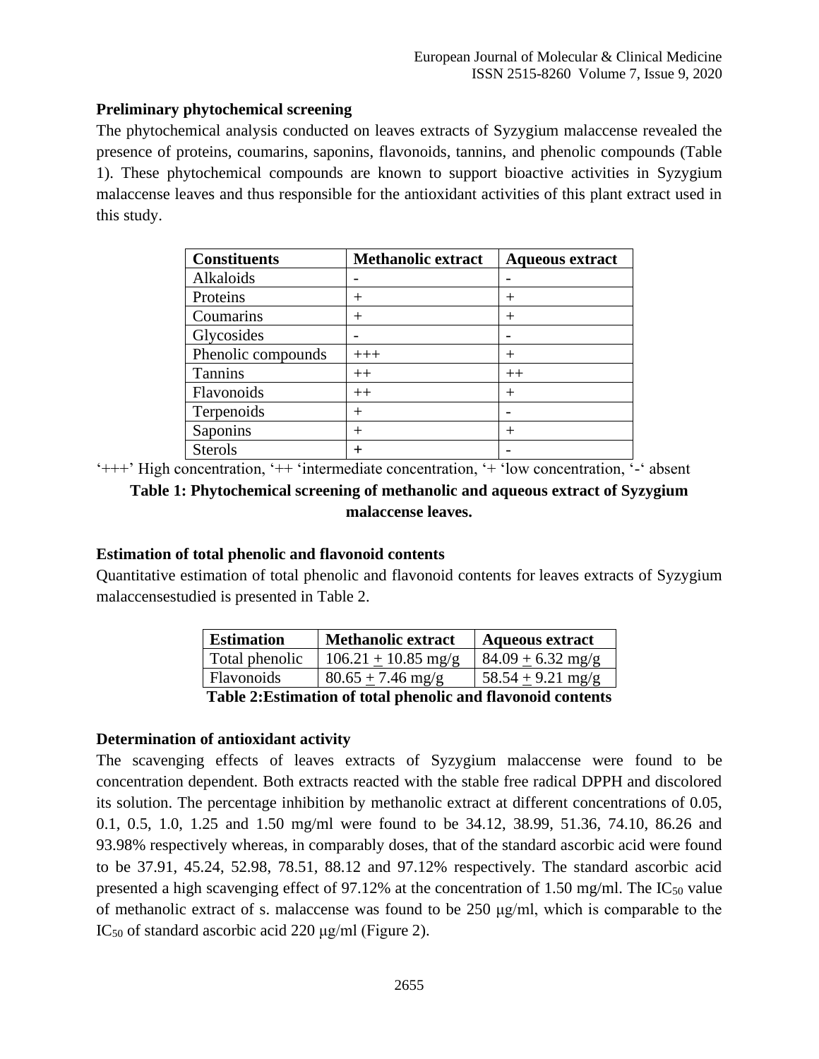### Preliminary phytochemical screening

The phytochemical analysis conducted on leaves extracts of Syzygium malaccense revealed the presence of proteins, coumarins, saponins, flavonoids, tannins, and phenolic compounds (Table 1). These phytochemical compounds are known to support bioactive activities in Syzygium malaccense leaves and thus responsible for the antioxidant activities of this plant extract used in this study.

| Constituents | Methanolic extract | Aqueous extract |
|---|---|---|
| Alkaloids | - | - |
| Proteins | + | + |
| Coumarins | + | + |
| Glycosides | - | - |
| Phenolic compounds | +++ | + |
| Tannins | ++ | ++ |
| Flavonoids | ++ | + |
| Terpenoids | + | - |
| Saponins | + | + |
| Sterols | + | - |

'+++' High concentration, '++ 'intermediate concentration, '+ 'low concentration, '-' absent

**Table 1: Phytochemical screening of methanolic and aqueous extract of Syzygium malaccense leaves.**

### Estimation of total phenolic and flavonoid contents

Quantitative estimation of total phenolic and flavonoid contents for leaves extracts of Syzygium malaccensestudied is presented in Table 2.

| Estimation | Methanolic extract | Aqueous extract |
|---|---|---|
| Total phenolic | $106.21 \pm 10.85$ mg/g | $84.09 \pm 6.32$ mg/g |
| Flavonoids | $80.65 \pm 7.46$ mg/g | $58.54 \pm 9.21$ mg/g |

**Table 2:Estimation of total phenolic and flavonoid contents**

### Determination of antioxidant activity

The scavenging effects of leaves extracts of Syzygium malaccense were found to be concentration dependent. Both extracts reacted with the stable free radical DPPH and discolored its solution. The percentage inhibition by methanolic extract at different concentrations of 0.05, 0.1, 0.5, 1.0, 1.25 and 1.50 mg/ml were found to be 34.12, 38.99, 51.36, 74.10, 86.26 and 93.98% respectively whereas, in comparably doses, that of the standard ascorbic acid were found to be 37.91, 45.24, 52.98, 78.51, 88.12 and 97.12% respectively. The standard ascorbic acid presented a high scavenging effect of 97.12% at the concentration of 1.50 mg/ml. The $IC_{50}$ value of methanolic extract of s. malaccense was found to be 250 μg/ml, which is comparable to the $IC_{50}$ of standard ascorbic acid 220 μg/ml (Figure 2).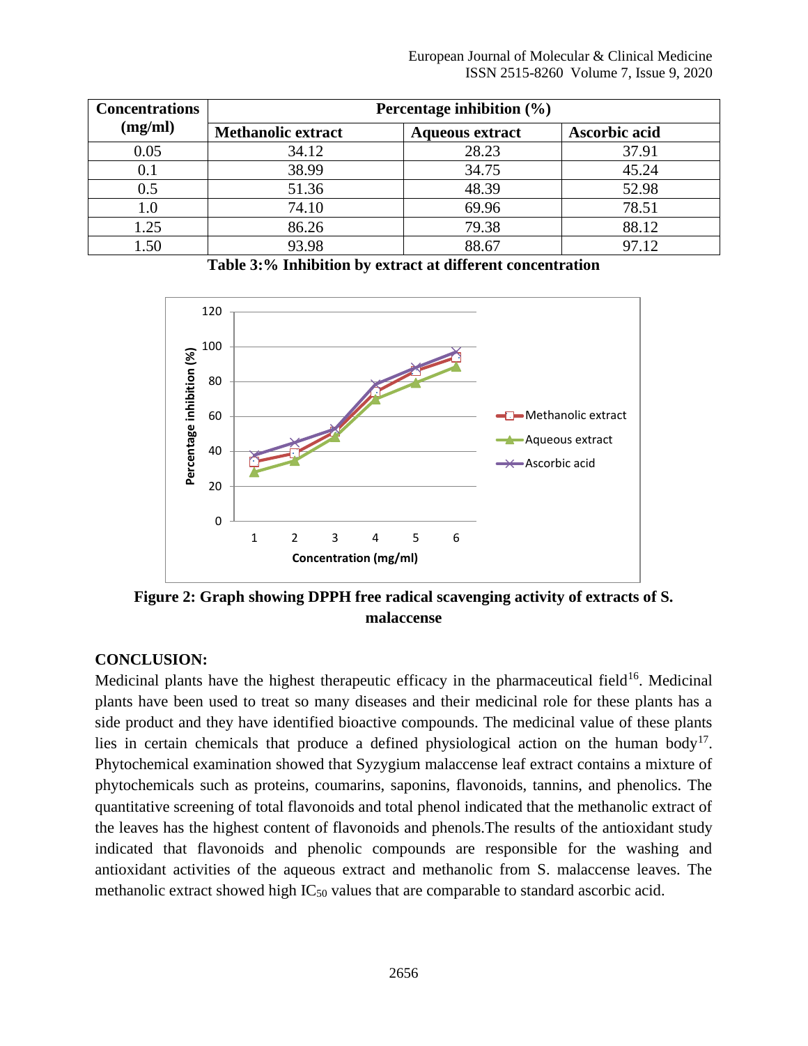| Concentrations (mg/ml) | Percentage inhibition (%) | | |
|---|---|---|---|
| | Methanolic extract | Aqueous extract | Ascorbic acid |
| 0.05 | 34.12 | 28.23 | 37.91 |
| 0.1 | 38.99 | 34.75 | 45.24 |
| 0.5 | 51.36 | 48.39 | 52.98 |
| 1.0 | 74.10 | 69.96 | 78.51 |
| 1.25 | 86.26 | 79.38 | 88.12 |
| 1.50 | 93.98 | 88.67 | 97.12 |

**Table 3:% Inhibition by extract at different concentration**

**Figure 2: Graph showing DPPH free radical scavenging activity of extracts of S. malaccense**

## CONCLUSION:

Medicinal plants have the highest therapeutic efficacy in the pharmaceutical field[16]. Medicinal plants have been used to treat so many diseases and their medicinal role for these plants has a side product and they have identified bioactive compounds. The medicinal value of these plants lies in certain chemicals that produce a defined physiological action on the human body[17]. Phytochemical examination showed that Syzygium malaccense leaf extract contains a mixture of phytochemicals such as proteins, coumarins, saponins, flavonoids, tannins, and phenolics. The quantitative screening of total flavonoids and total phenol indicated that the methanolic extract of the leaves has the highest content of flavonoids and phenols.The results of the antioxidant study indicated that flavonoids and phenolic compounds are responsible for the washing and antioxidant activities of the aqueous extract and methanolic from S. malaccense leaves. The methanolic extract showed high $IC_{50}$ values that are comparable to standard ascorbic acid.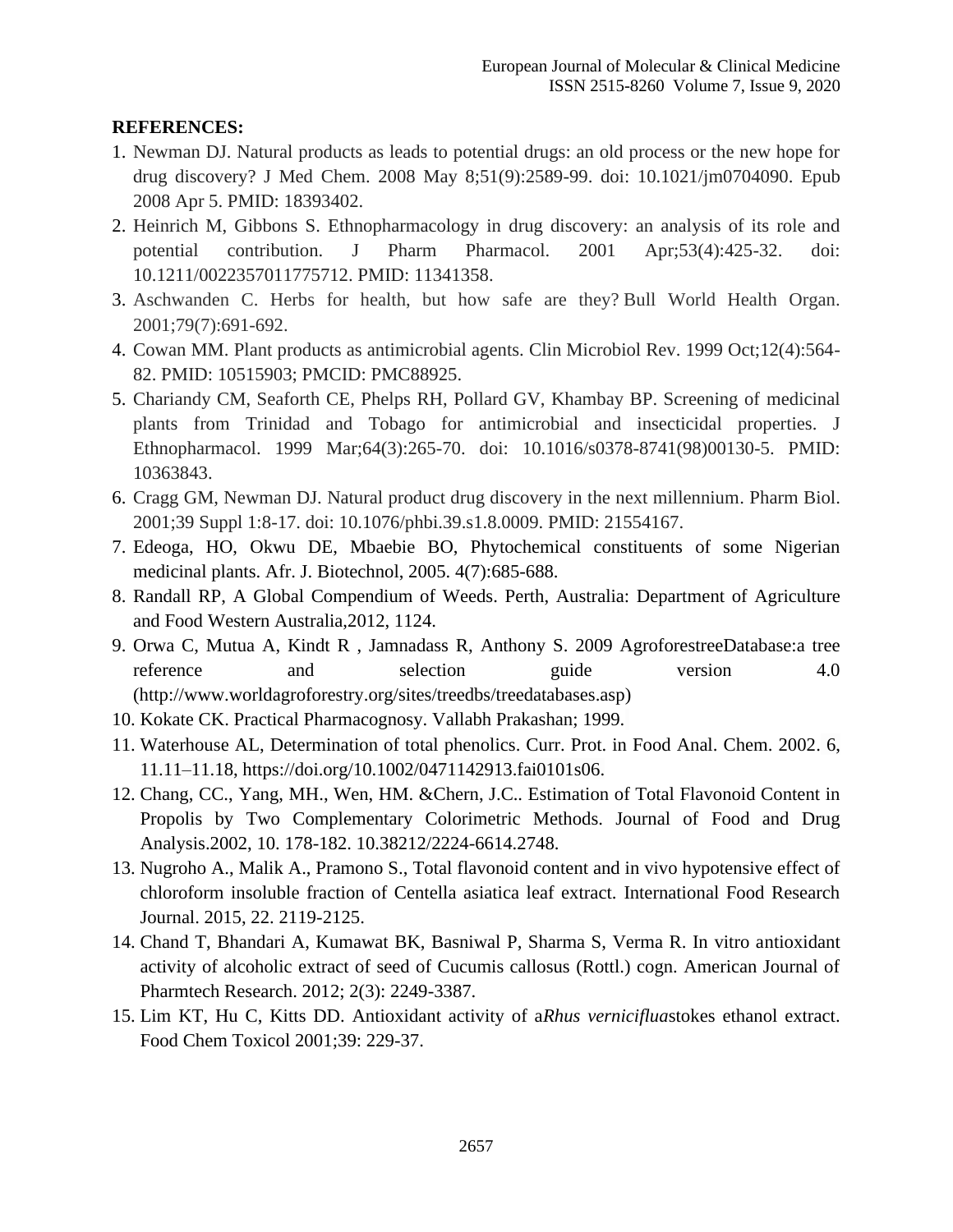**REFERENCES:**

1. Newman DJ. Natural products as leads to potential drugs: an old process or the new hope for drug discovery? J Med Chem. 2008 May 8;51(9):2589-99. doi: 10.1021/jm0704090. Epub 2008 Apr 5. PMID: 18393402.
2. Heinrich M, Gibbons S. Ethnopharmacology in drug discovery: an analysis of its role and potential contribution. J Pharm Pharmacol. 2001 Apr;53(4):425-32. doi: 10.1211/0022357011775712. PMID: 11341358.
3. Aschwanden C. Herbs for health, but how safe are they? Bull World Health Organ. 2001;79(7):691-692.
4. Cowan MM. Plant products as antimicrobial agents. Clin Microbiol Rev. 1999 Oct;12(4):564-82. PMID: 10515903; PMCID: PMC88925.
5. Chariandy CM, Seaforth CE, Phelps RH, Pollard GV, Khambay BP. Screening of medicinal plants from Trinidad and Tobago for antimicrobial and insecticidal properties. J Ethnopharmacol. 1999 Mar;64(3):265-70. doi: 10.1016/s0378-8741(98)00130-5. PMID: 10363843.
6. Cragg GM, Newman DJ. Natural product drug discovery in the next millennium. Pharm Biol. 2001;39 Suppl 1:8-17. doi: 10.1076/phbi.39.s1.8.0009. PMID: 21554167.
7. Edeoga, HO, Okwu DE, Mbaebie BO, Phytochemical constituents of some Nigerian medicinal plants. Afr. J. Biotechnol, 2005. 4(7):685-688.
8. Randall RP, A Global Compendium of Weeds. Perth, Australia: Department of Agriculture and Food Western Australia,2012, 1124.
9. Orwa C, Mutua A, Kindt R , Jamnadass R, Anthony S. 2009 AgroforestreeDatabase:a tree reference and selection guide version 4.0 (http://www.worldagroforestry.org/sites/treedbs/treedatabases.asp)
10. Kokate CK. Practical Pharmacognosy. Vallabh Prakashan; 1999.
11. Waterhouse AL, Determination of total phenolics. Curr. Prot. in Food Anal. Chem. 2002. 6, 11.11–11.18, https://doi.org/10.1002/0471142913.fai0101s06.
12. Chang, CC., Yang, MH., Wen, HM. &Chern, J.C.. Estimation of Total Flavonoid Content in Propolis by Two Complementary Colorimetric Methods. Journal of Food and Drug Analysis.2002, 10. 178-182. 10.38212/2224-6614.2748.
13. Nugroho A., Malik A., Pramono S., Total flavonoid content and in vivo hypotensive effect of chloroform insoluble fraction of Centella asiatica leaf extract. International Food Research Journal. 2015, 22. 2119-2125.
14. Chand T, Bhandari A, Kumawat BK, Basniwal P, Sharma S, Verma R. In vitro antioxidant activity of alcoholic extract of seed of Cucumis callosus (Rottl.) cogn. American Journal of Pharmtech Research. 2012; 2(3): 2249-3387.
15. Lim KT, Hu C, Kitts DD. Antioxidant activity of a*Rhus verniciflua*stokes ethanol extract. Food Chem Toxicol 2001;39: 229-37.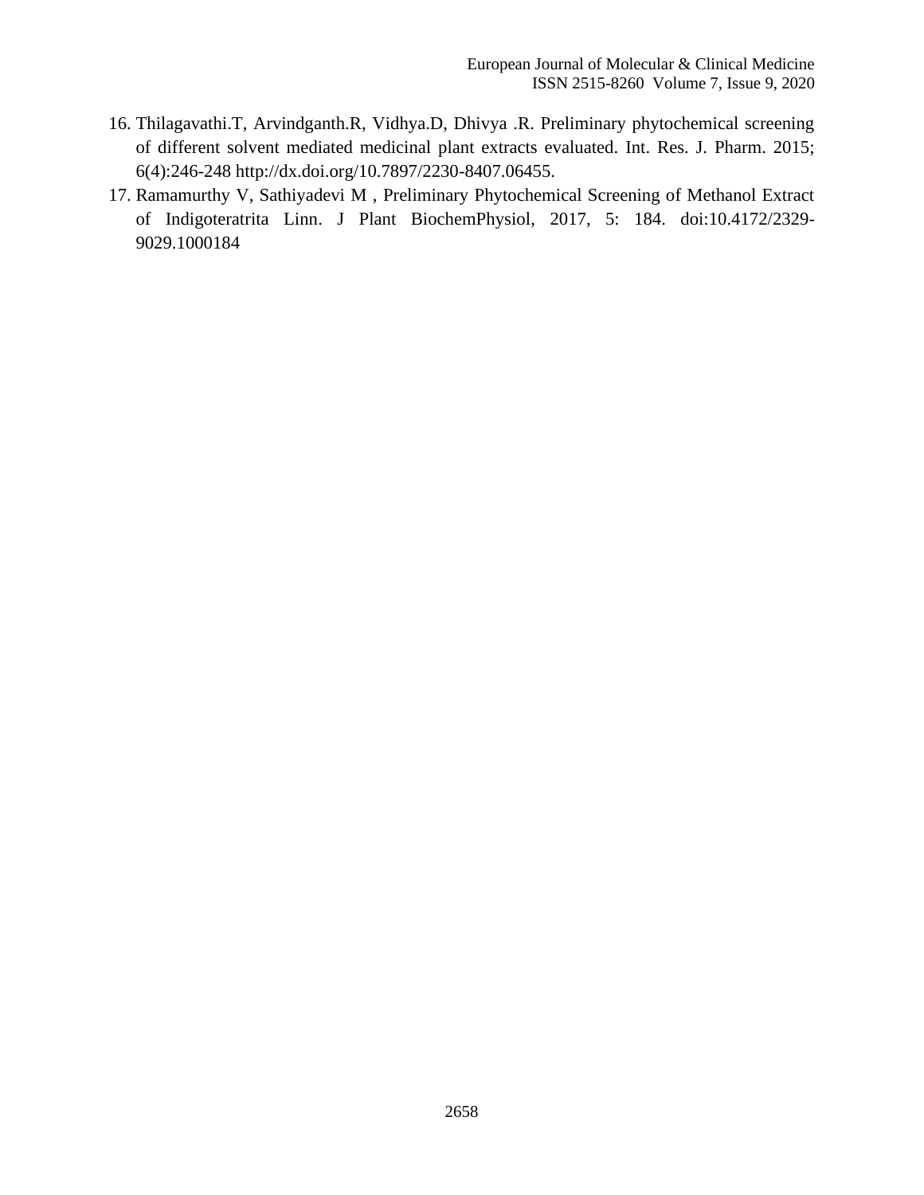16. Thilagavathi.T, Arvindganth.R, Vidhya.D, Dhivya .R. Preliminary phytochemical screening of different solvent mediated medicinal plant extracts evaluated. Int. Res. J. Pharm. 2015; 6(4):246-248 http://dx.doi.org/10.7897/2230-8407.06455.
17. Ramamurthy V, Sathiyadevi M , Preliminary Phytochemical Screening of Methanol Extract of Indigoteratrita Linn. J Plant BiochemPhysiol, 2017, 5: 184. doi:10.4172/2329-9029.1000184